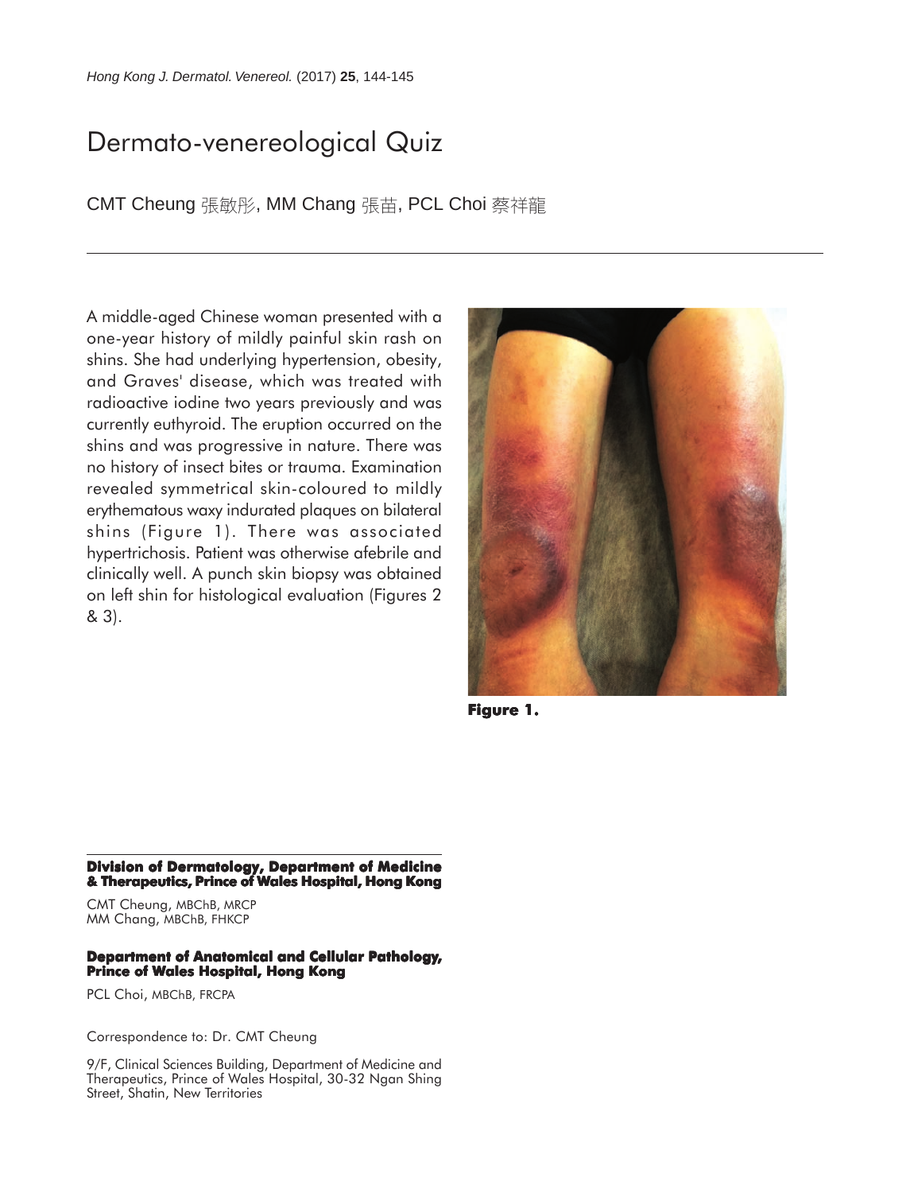# Dermato-venereological Quiz

CMT Cheung 張敏彤, MM Chang 張苗, PCL Choi 蔡祥龍

---

A middle-aged Chinese woman presented with a one-year history of mildly painful skin rash on shins. She had underlying hypertension, obesity, and Graves' disease, which was treated with radioactive iodine two years previously and was currently euthyroid. The eruption occurred on the shins and was progressive in nature. There was no history of insect bites or trauma. Examination revealed symmetrical skin-coloured to mildly erythematous waxy indurated plaques on bilateral shins (Figure 1). There was associated hypertrichosis. Patient was otherwise afebrile and clinically well. A punch skin biopsy was obtained on left shin for histological evaluation (Figures 2 & 3).

**Figure 1.**

---

**Division of Dermatology, Department of Medicine & Therapeutics, Prince of Wales Hospital, Hong Kong**

CMT Cheung, MBChB, MRCP
MM Chang, MBChB, FHKCP

**Department of Anatomical and Cellular Pathology, Prince of Wales Hospital, Hong Kong**

PCL Choi, MBChB, FRCPA

Correspondence to: Dr. CMT Cheung

9/F, Clinical Sciences Building, Department of Medicine and Therapeutics, Prince of Wales Hospital, 30-32 Ngan Shing Street, Shatin, New Territories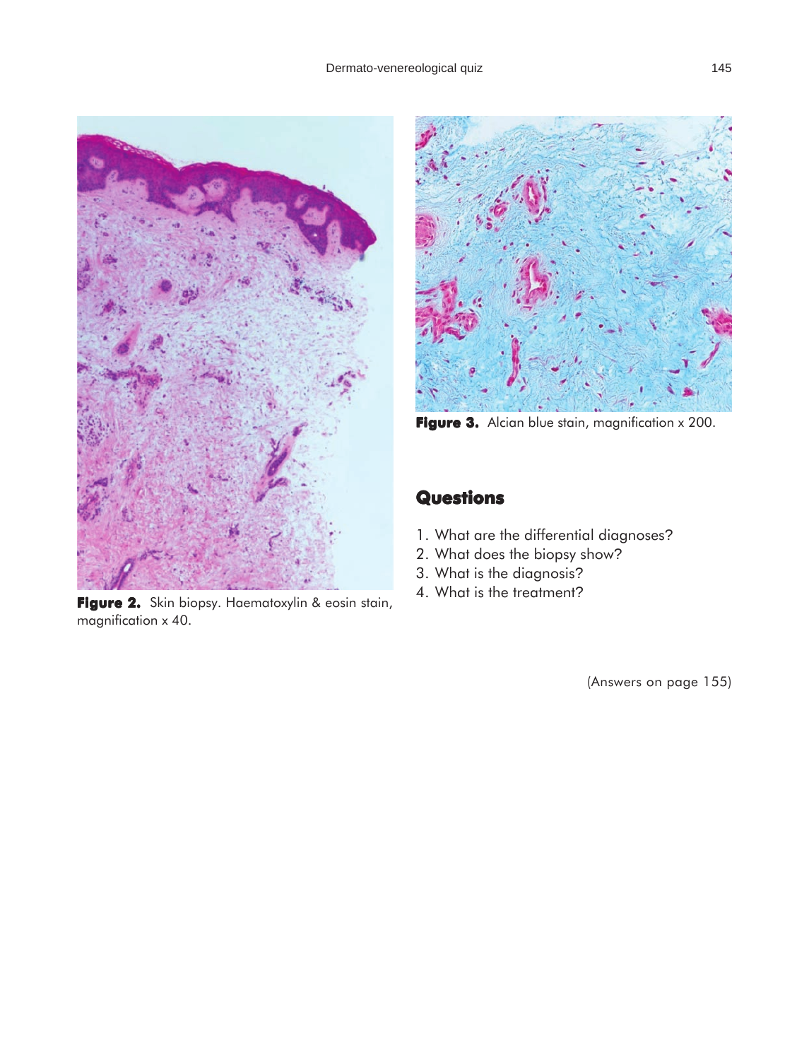**Figure 2.** Skin biopsy. Haematoxylin & eosin stain, magnification x 40.

**Figure 3.** Alcian blue stain, magnification x 200.

## Questions

1. What are the differential diagnoses?
2. What does the biopsy show?
3. What is the diagnosis?
4. What is the treatment?

(Answers on page 155)